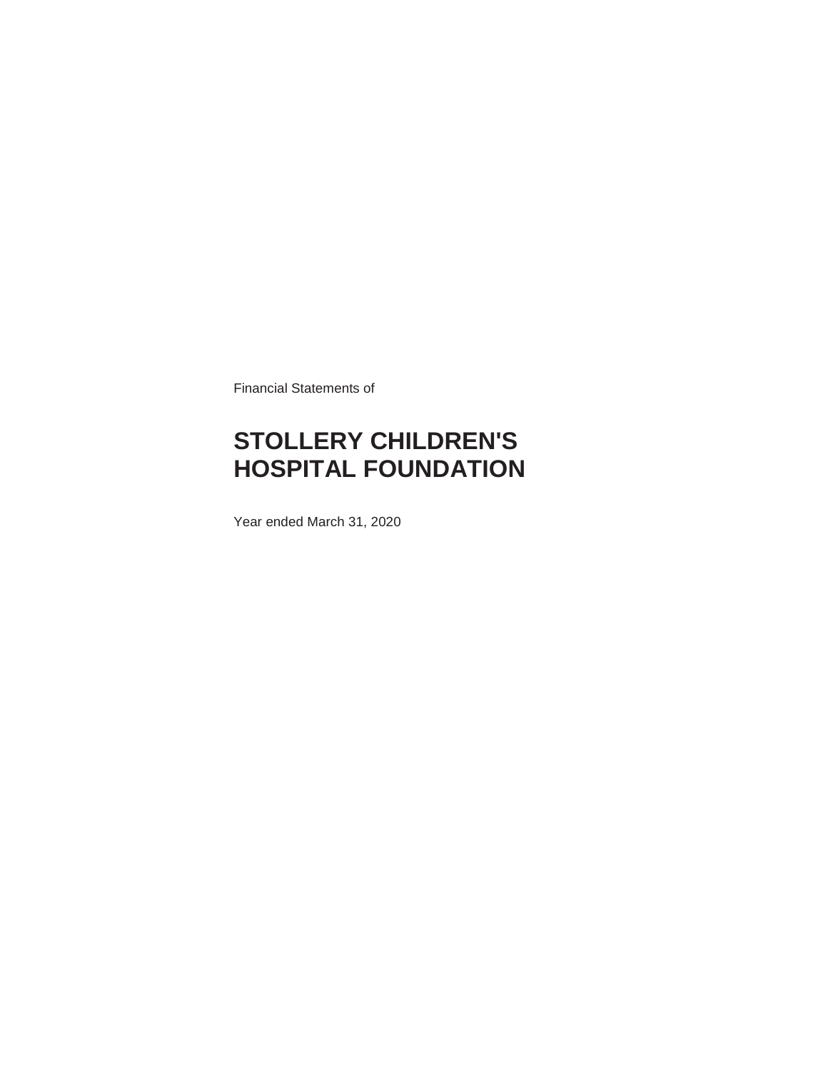Financial Statements of

# STOLLERY CHILDREN'S HOSPITAL FOUNDATION

Year ended March 31, 2020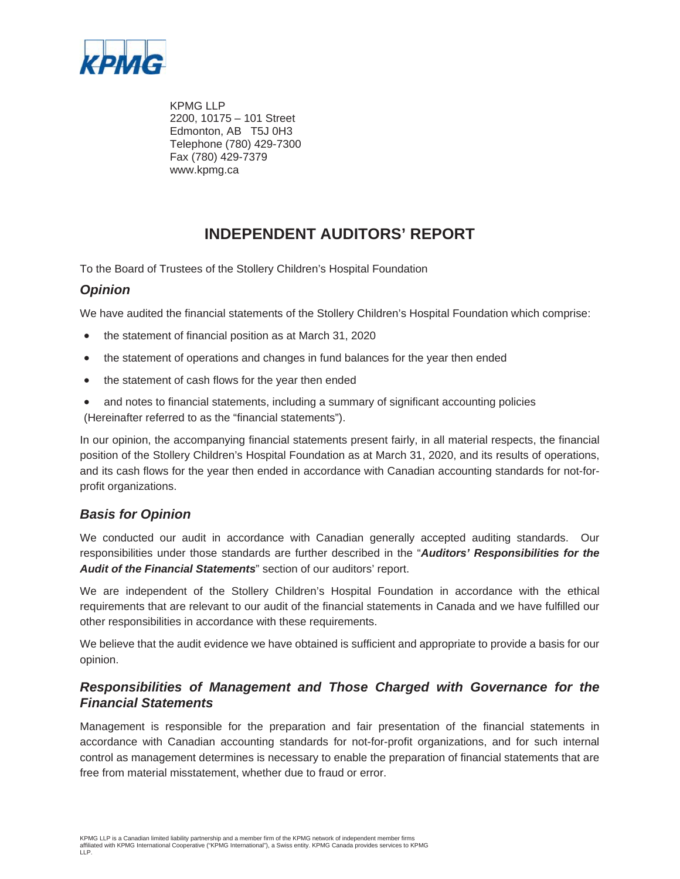KPMG

KPMG LLP
2200, 10175 – 101 Street
Edmonton, AB T5J 0H3
Telephone (780) 429-7300
Fax (780) 429-7379
www.kpmg.ca

# INDEPENDENT AUDITORS' REPORT

To the Board of Trustees of the Stollery Children's Hospital Foundation

## *Opinion*

We have audited the financial statements of the Stollery Children's Hospital Foundation which comprise:

- the statement of financial position as at March 31, 2020
- the statement of operations and changes in fund balances for the year then ended
- the statement of cash flows for the year then ended
- and notes to financial statements, including a summary of significant accounting policies

(Hereinafter referred to as the "financial statements").

In our opinion, the accompanying financial statements present fairly, in all material respects, the financial position of the Stollery Children's Hospital Foundation as at March 31, 2020, and its results of operations, and its cash flows for the year then ended in accordance with Canadian accounting standards for not-for-profit organizations.

## *Basis for Opinion*

We conducted our audit in accordance with Canadian generally accepted auditing standards. Our responsibilities under those standards are further described in the "***Auditors' Responsibilities for the Audit of the Financial Statements***" section of our auditors' report.

We are independent of the Stollery Children's Hospital Foundation in accordance with the ethical requirements that are relevant to our audit of the financial statements in Canada and we have fulfilled our other responsibilities in accordance with these requirements.

We believe that the audit evidence we have obtained is sufficient and appropriate to provide a basis for our opinion.

## *Responsibilities of Management and Those Charged with Governance for the Financial Statements*

Management is responsible for the preparation and fair presentation of the financial statements in accordance with Canadian accounting standards for not-for-profit organizations, and for such internal control as management determines is necessary to enable the preparation of financial statements that are free from material misstatement, whether due to fraud or error.

KPMG LLP is a Canadian limited liability partnership and a member firm of the KPMG network of independent member firms affiliated with KPMG International Cooperative ("KPMG International"), a Swiss entity. KPMG Canada provides services to KPMG LLP.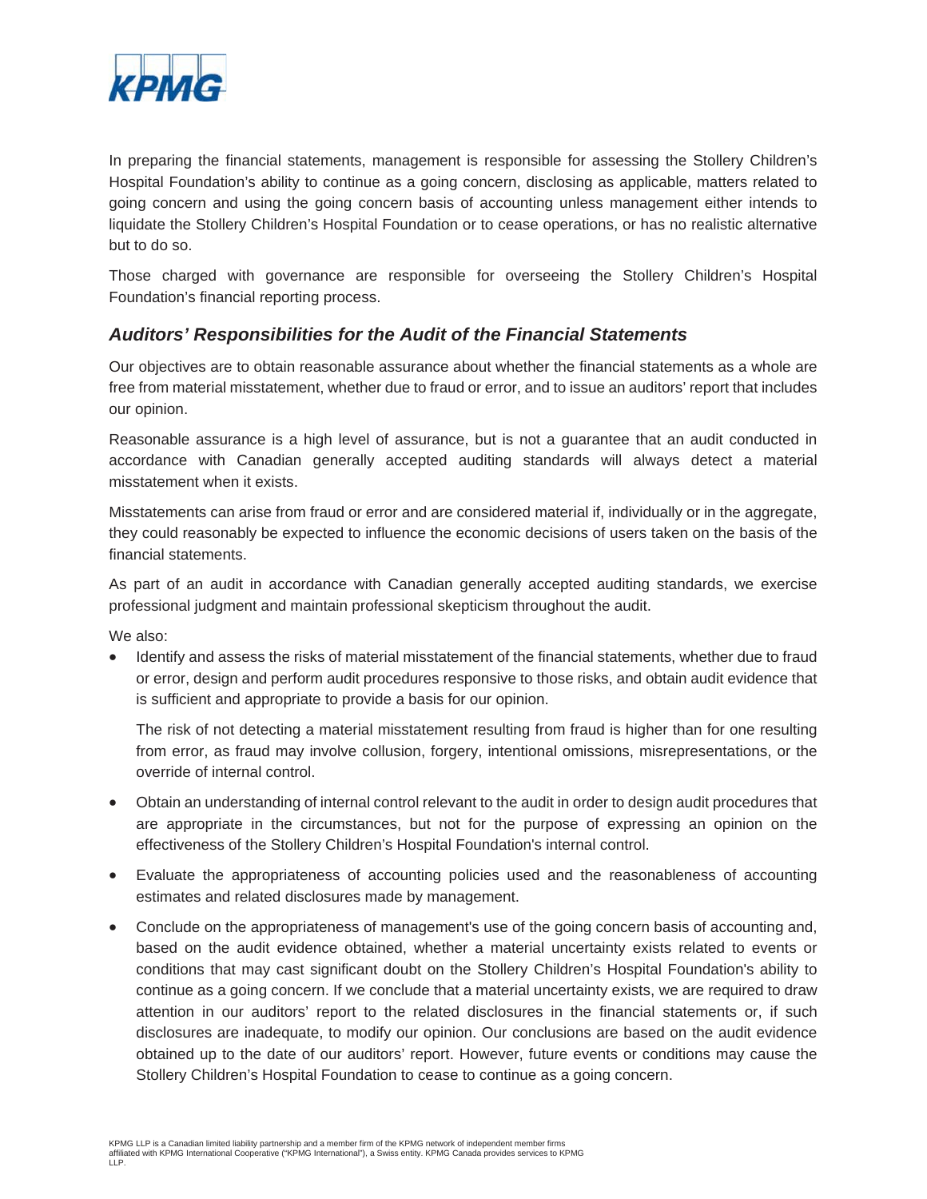In preparing the financial statements, management is responsible for assessing the Stollery Children's Hospital Foundation's ability to continue as a going concern, disclosing as applicable, matters related to going concern and using the going concern basis of accounting unless management either intends to liquidate the Stollery Children's Hospital Foundation or to cease operations, or has no realistic alternative but to do so.

Those charged with governance are responsible for overseeing the Stollery Children's Hospital Foundation's financial reporting process.

### *Auditors' Responsibilities for the Audit of the Financial Statements*

Our objectives are to obtain reasonable assurance about whether the financial statements as a whole are free from material misstatement, whether due to fraud or error, and to issue an auditors' report that includes our opinion.

Reasonable assurance is a high level of assurance, but is not a guarantee that an audit conducted in accordance with Canadian generally accepted auditing standards will always detect a material misstatement when it exists.

Misstatements can arise from fraud or error and are considered material if, individually or in the aggregate, they could reasonably be expected to influence the economic decisions of users taken on the basis of the financial statements.

As part of an audit in accordance with Canadian generally accepted auditing standards, we exercise professional judgment and maintain professional skepticism throughout the audit.

We also:

- Identify and assess the risks of material misstatement of the financial statements, whether due to fraud or error, design and perform audit procedures responsive to those risks, and obtain audit evidence that is sufficient and appropriate to provide a basis for our opinion.

  The risk of not detecting a material misstatement resulting from fraud is higher than for one resulting from error, as fraud may involve collusion, forgery, intentional omissions, misrepresentations, or the override of internal control.

- Obtain an understanding of internal control relevant to the audit in order to design audit procedures that are appropriate in the circumstances, but not for the purpose of expressing an opinion on the effectiveness of the Stollery Children's Hospital Foundation's internal control.

- Evaluate the appropriateness of accounting policies used and the reasonableness of accounting estimates and related disclosures made by management.

- Conclude on the appropriateness of management's use of the going concern basis of accounting and, based on the audit evidence obtained, whether a material uncertainty exists related to events or conditions that may cast significant doubt on the Stollery Children's Hospital Foundation's ability to continue as a going concern. If we conclude that a material uncertainty exists, we are required to draw attention in our auditors' report to the related disclosures in the financial statements or, if such disclosures are inadequate, to modify our opinion. Our conclusions are based on the audit evidence obtained up to the date of our auditors' report. However, future events or conditions may cause the Stollery Children's Hospital Foundation to cease to continue as a going concern.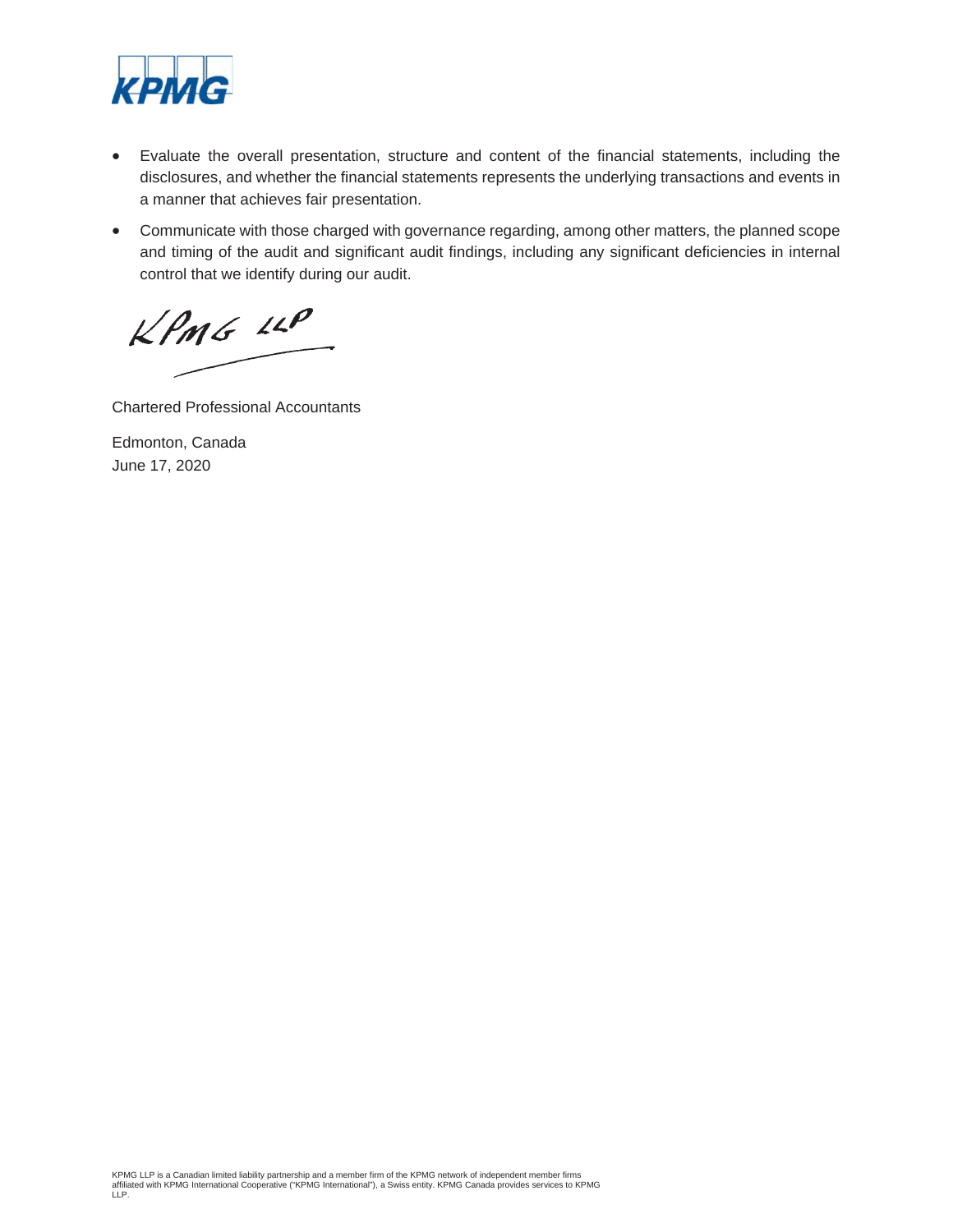- Evaluate the overall presentation, structure and content of the financial statements, including the disclosures, and whether the financial statements represents the underlying transactions and events in a manner that achieves fair presentation.

- Communicate with those charged with governance regarding, among other matters, the planned scope and timing of the audit and significant audit findings, including any significant deficiencies in internal control that we identify during our audit.

KPMG LLP

Chartered Professional Accountants

Edmonton, Canada
June 17, 2020

KPMG LLP is a Canadian limited liability partnership and a member firm of the KPMG network of independent member firms affiliated with KPMG International Cooperative ("KPMG International"), a Swiss entity. KPMG Canada provides services to KPMG LLP.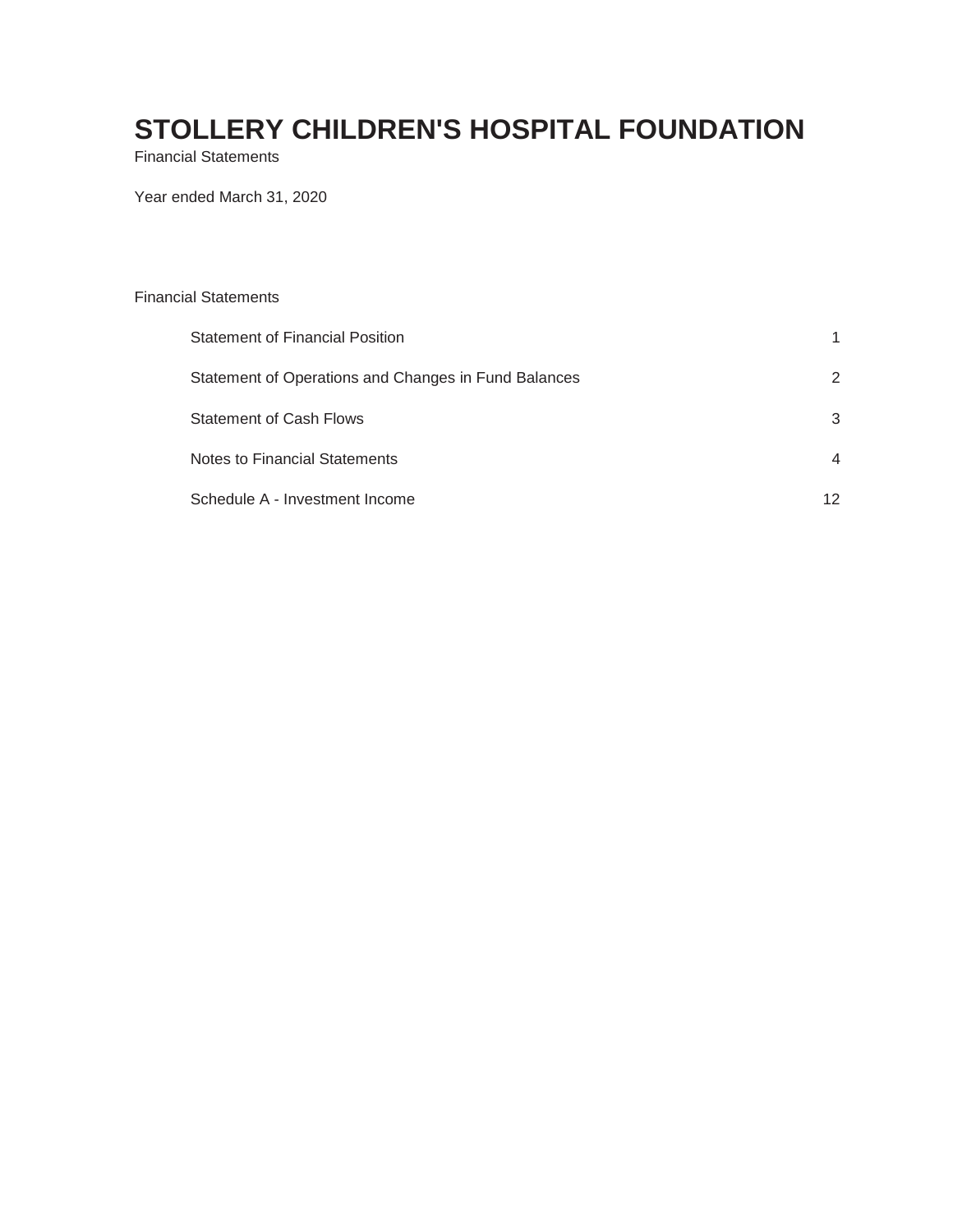# STOLLERY CHILDREN'S HOSPITAL FOUNDATION

Financial Statements

Year ended March 31, 2020

Financial Statements

| | |
|---|---|
| Statement of Financial Position | 1 |
| Statement of Operations and Changes in Fund Balances | 2 |
| Statement of Cash Flows | 3 |
| Notes to Financial Statements | 4 |
| Schedule A - Investment Income | 12 |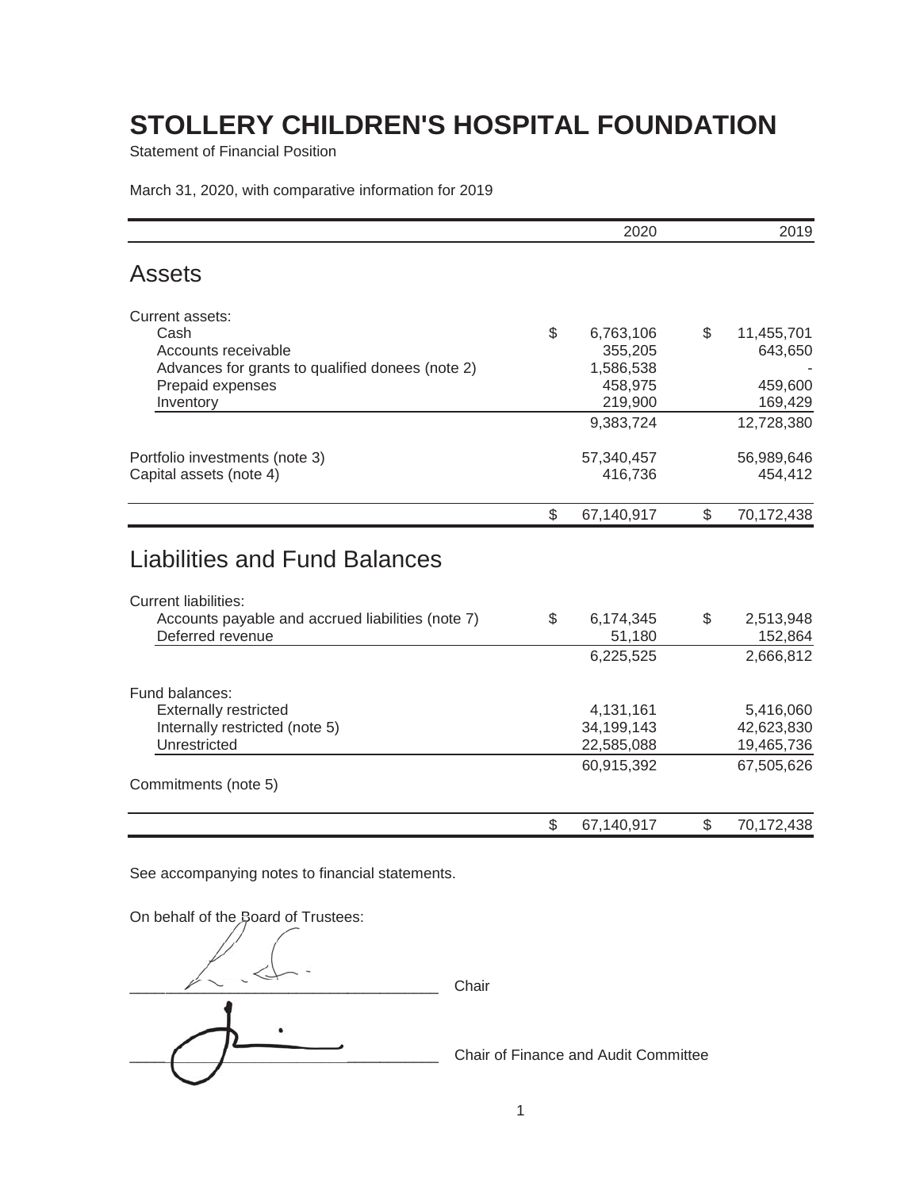# STOLLERY CHILDREN'S HOSPITAL FOUNDATION

Statement of Financial Position

March 31, 2020, with comparative information for 2019

| | 2020 | 2019 |
|---|---|---|
| **Assets** | | |
| Current assets: | | |
| Cash | $ 6,763,106 | $ 11,455,701 |
| Accounts receivable | 355,205 | 643,650 |
| Advances for grants to qualified donees (note 2) | 1,586,538 | - |
| Prepaid expenses | 458,975 | 459,600 |
| Inventory | 219,900 | 169,429 |
| | 9,383,724 | 12,728,380 |
| Portfolio investments (note 3) | 57,340,457 | 56,989,646 |
| Capital assets (note 4) | 416,736 | 454,412 |
| | $ 67,140,917 | $ 70,172,438 |
| **Liabilities and Fund Balances** | | |
| Current liabilities: | | |
| Accounts payable and accrued liabilities (note 7) | $ 6,174,345 | $ 2,513,948 |
| Deferred revenue | 51,180 | 152,864 |
| | 6,225,525 | 2,666,812 |
| Fund balances: | | |
| Externally restricted | 4,131,161 | 5,416,060 |
| Internally restricted (note 5) | 34,199,143 | 42,623,830 |
| Unrestricted | 22,585,088 | 19,465,736 |
| | 60,915,392 | 67,505,626 |
| Commitments (note 5) | | |
| | $ 67,140,917 | $ 70,172,438 |

See accompanying notes to financial statements.

On behalf of the Board of Trustees:

_________________________ Chair

_________________________ Chair of Finance and Audit Committee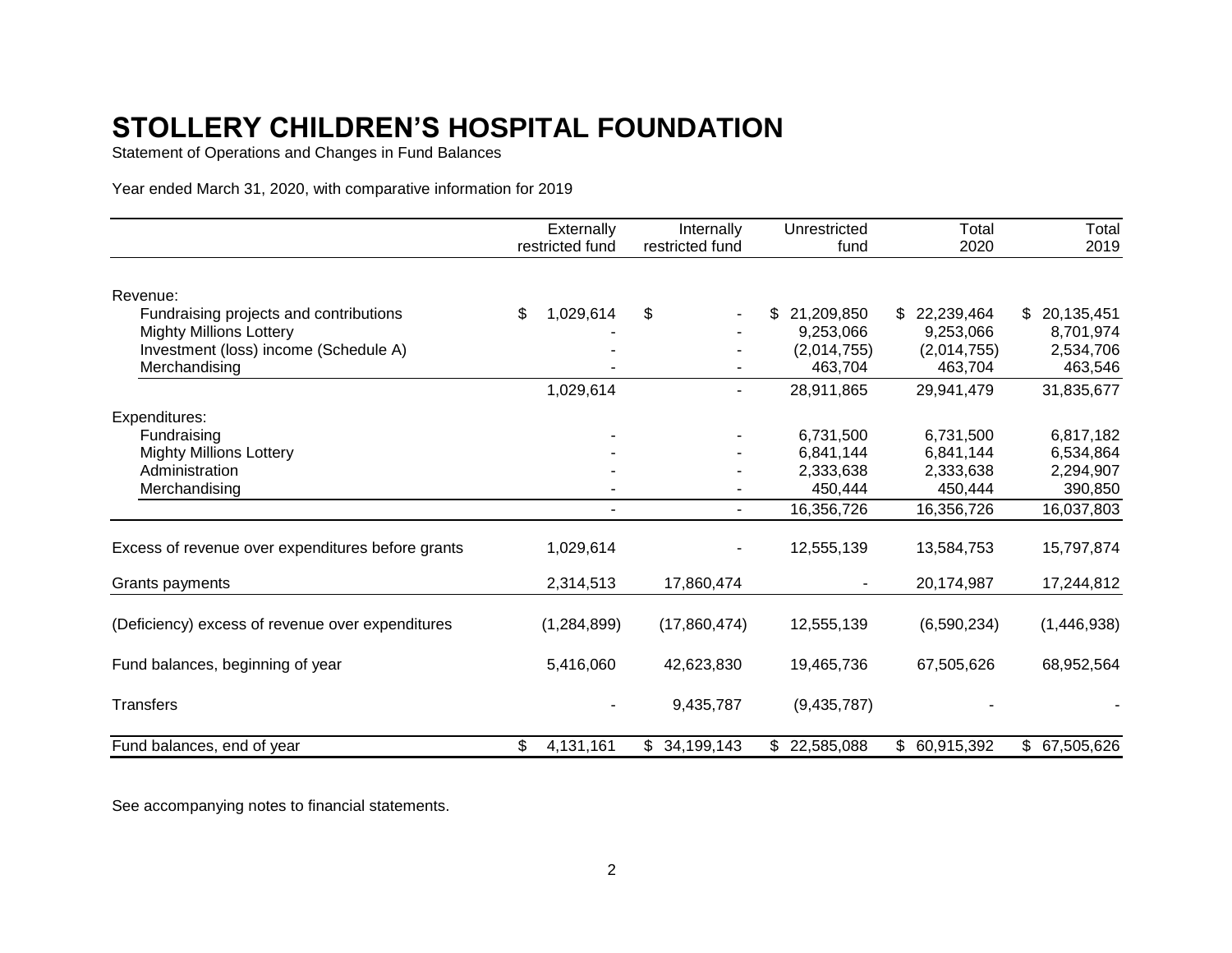# STOLLERY CHILDREN'S HOSPITAL FOUNDATION

Statement of Operations and Changes in Fund Balances

Year ended March 31, 2020, with comparative information for 2019

| | Externally restricted fund | Internally restricted fund | Unrestricted fund | Total 2020 | Total 2019 |
|---|---|---|---|---|---|
| Revenue: | | | | | |
| Fundraising projects and contributions | $ 1,029,614 | $ - | $ 21,209,850 | $ 22,239,464 | $ 20,135,451 |
| Mighty Millions Lottery | - | - | 9,253,066 | 9,253,066 | 8,701,974 |
| Investment (loss) income (Schedule A) | - | - | (2,014,755) | (2,014,755) | 2,534,706 |
| Merchandising | - | - | 463,704 | 463,704 | 463,546 |
| | 1,029,614 | - | 28,911,865 | 29,941,479 | 31,835,677 |
| Expenditures: | | | | | |
| Fundraising | - | - | 6,731,500 | 6,731,500 | 6,817,182 |
| Mighty Millions Lottery | - | - | 6,841,144 | 6,841,144 | 6,534,864 |
| Administration | - | - | 2,333,638 | 2,333,638 | 2,294,907 |
| Merchandising | - | - | 450,444 | 450,444 | 390,850 |
| | - | - | 16,356,726 | 16,356,726 | 16,037,803 |
| Excess of revenue over expenditures before grants | 1,029,614 | - | 12,555,139 | 13,584,753 | 15,797,874 |
| Grants payments | 2,314,513 | 17,860,474 | - | 20,174,987 | 17,244,812 |
| (Deficiency) excess of revenue over expenditures | (1,284,899) | (17,860,474) | 12,555,139 | (6,590,234) | (1,446,938) |
| Fund balances, beginning of year | 5,416,060 | 42,623,830 | 19,465,736 | 67,505,626 | 68,952,564 |
| Transfers | - | 9,435,787 | (9,435,787) | - | - |
| Fund balances, end of year | $ 4,131,161 | $ 34,199,143 | $ 22,585,088 | $ 60,915,392 | $ 67,505,626 |

See accompanying notes to financial statements.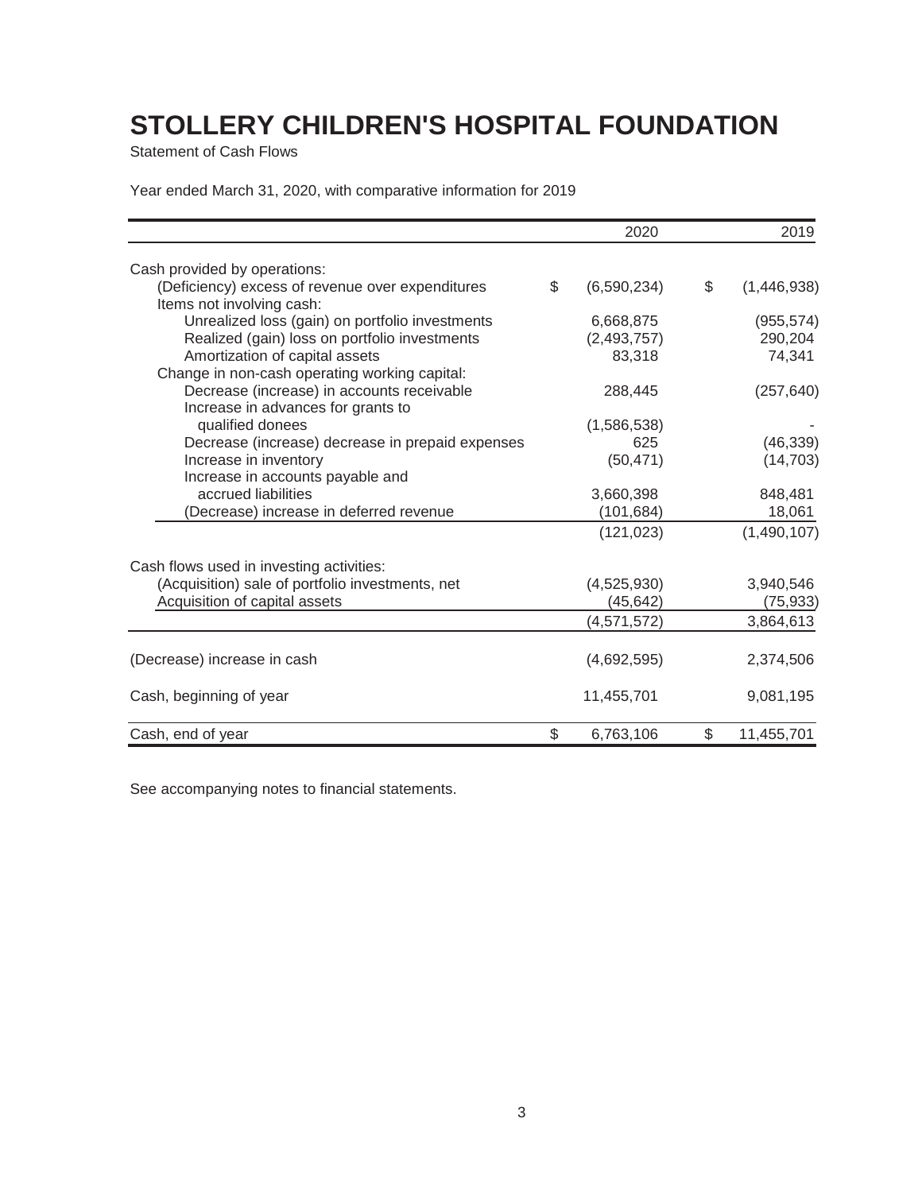# STOLLERY CHILDREN'S HOSPITAL FOUNDATION

Statement of Cash Flows

Year ended March 31, 2020, with comparative information for 2019

| | 2020 | 2019 |
|---|---|---|
| Cash provided by operations: | | |
| (Deficiency) excess of revenue over expenditures | $ (6,590,234) | $ (1,446,938) |
| Items not involving cash: | | |
| Unrealized loss (gain) on portfolio investments | 6,668,875 | (955,574) |
| Realized (gain) loss on portfolio investments | (2,493,757) | 290,204 |
| Amortization of capital assets | 83,318 | 74,341 |
| Change in non-cash operating working capital: | | |
| Decrease (increase) in accounts receivable | 288,445 | (257,640) |
| Increase in advances for grants to qualified donees | (1,586,538) | - |
| Decrease (increase) decrease in prepaid expenses | 625 | (46,339) |
| Increase in inventory | (50,471) | (14,703) |
| Increase in accounts payable and accrued liabilities | 3,660,398 | 848,481 |
| (Decrease) increase in deferred revenue | (101,684) | 18,061 |
| | (121,023) | (1,490,107) |
| Cash flows used in investing activities: | | |
| (Acquisition) sale of portfolio investments, net | (4,525,930) | 3,940,546 |
| Acquisition of capital assets | (45,642) | (75,933) |
| | (4,571,572) | 3,864,613 |
| (Decrease) increase in cash | (4,692,595) | 2,374,506 |
| Cash, beginning of year | 11,455,701 | 9,081,195 |
| Cash, end of year | $ 6,763,106 | $ 11,455,701 |

See accompanying notes to financial statements.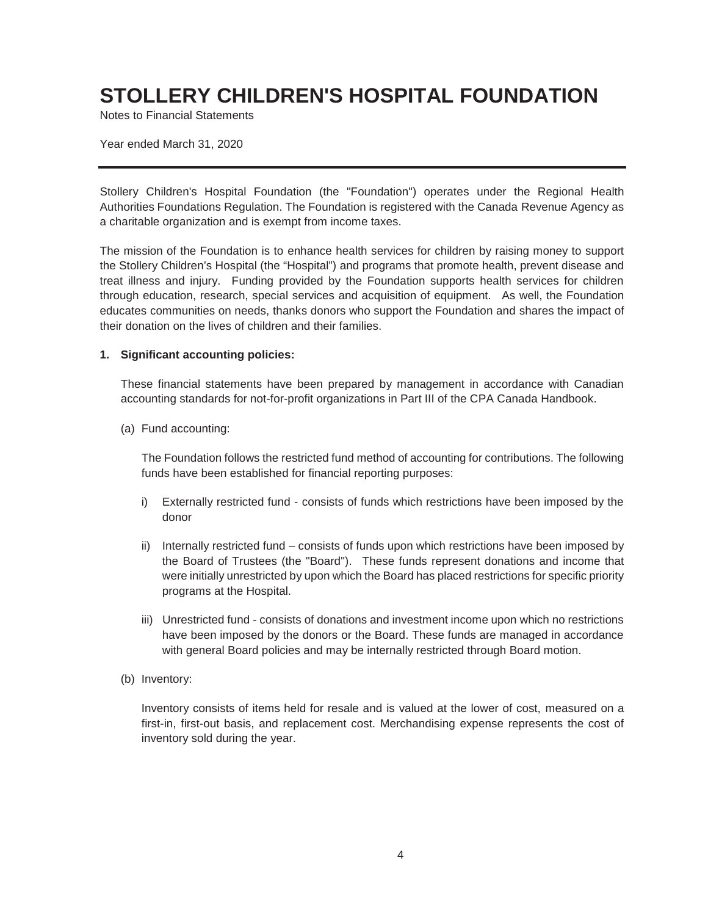# STOLLERY CHILDREN'S HOSPITAL FOUNDATION

Notes to Financial Statements

Year ended March 31, 2020

Stollery Children's Hospital Foundation (the "Foundation") operates under the Regional Health Authorities Foundations Regulation. The Foundation is registered with the Canada Revenue Agency as a charitable organization and is exempt from income taxes.

The mission of the Foundation is to enhance health services for children by raising money to support the Stollery Children's Hospital (the "Hospital") and programs that promote health, prevent disease and treat illness and injury. Funding provided by the Foundation supports health services for children through education, research, special services and acquisition of equipment. As well, the Foundation educates communities on needs, thanks donors who support the Foundation and shares the impact of their donation on the lives of children and their families.

**1. Significant accounting policies:**

These financial statements have been prepared by management in accordance with Canadian accounting standards for not-for-profit organizations in Part III of the CPA Canada Handbook.

(a) Fund accounting:

The Foundation follows the restricted fund method of accounting for contributions. The following funds have been established for financial reporting purposes:

i) Externally restricted fund - consists of funds which restrictions have been imposed by the donor

ii) Internally restricted fund – consists of funds upon which restrictions have been imposed by the Board of Trustees (the "Board"). These funds represent donations and income that were initially unrestricted by upon which the Board has placed restrictions for specific priority programs at the Hospital.

iii) Unrestricted fund - consists of donations and investment income upon which no restrictions have been imposed by the donors or the Board. These funds are managed in accordance with general Board policies and may be internally restricted through Board motion.

(b) Inventory:

Inventory consists of items held for resale and is valued at the lower of cost, measured on a first-in, first-out basis, and replacement cost. Merchandising expense represents the cost of inventory sold during the year.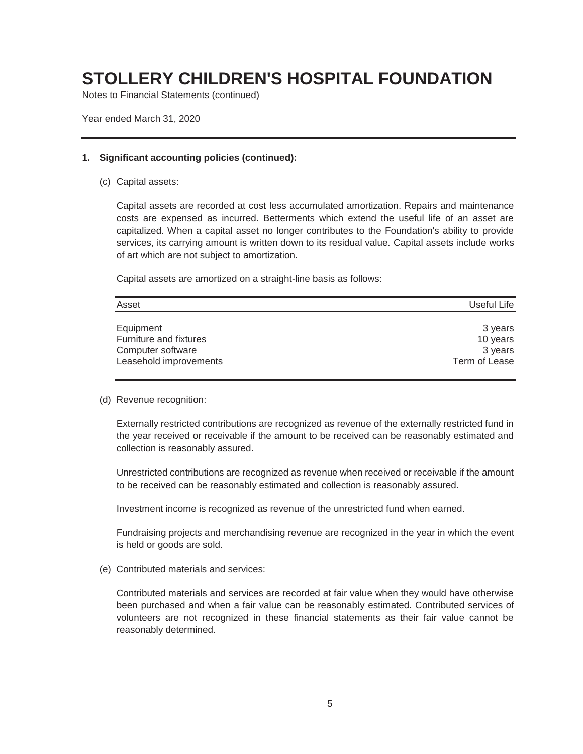# STOLLERY CHILDREN'S HOSPITAL FOUNDATION

Notes to Financial Statements (continued)

Year ended March 31, 2020

## 1. Significant accounting policies (continued):

### (c) Capital assets:

Capital assets are recorded at cost less accumulated amortization. Repairs and maintenance costs are expensed as incurred. Betterments which extend the useful life of an asset are capitalized. When a capital asset no longer contributes to the Foundation's ability to provide services, its carrying amount is written down to its residual value. Capital assets include works of art which are not subject to amortization.

Capital assets are amortized on a straight-line basis as follows:

| Asset | Useful Life |
|---|---|
| Equipment | 3 years |
| Furniture and fixtures | 10 years |
| Computer software | 3 years |
| Leasehold improvements | Term of Lease |

### (d) Revenue recognition:

Externally restricted contributions are recognized as revenue of the externally restricted fund in the year received or receivable if the amount to be received can be reasonably estimated and collection is reasonably assured.

Unrestricted contributions are recognized as revenue when received or receivable if the amount to be received can be reasonably estimated and collection is reasonably assured.

Investment income is recognized as revenue of the unrestricted fund when earned.

Fundraising projects and merchandising revenue are recognized in the year in which the event is held or goods are sold.

### (e) Contributed materials and services:

Contributed materials and services are recorded at fair value when they would have otherwise been purchased and when a fair value can be reasonably estimated. Contributed services of volunteers are not recognized in these financial statements as their fair value cannot be reasonably determined.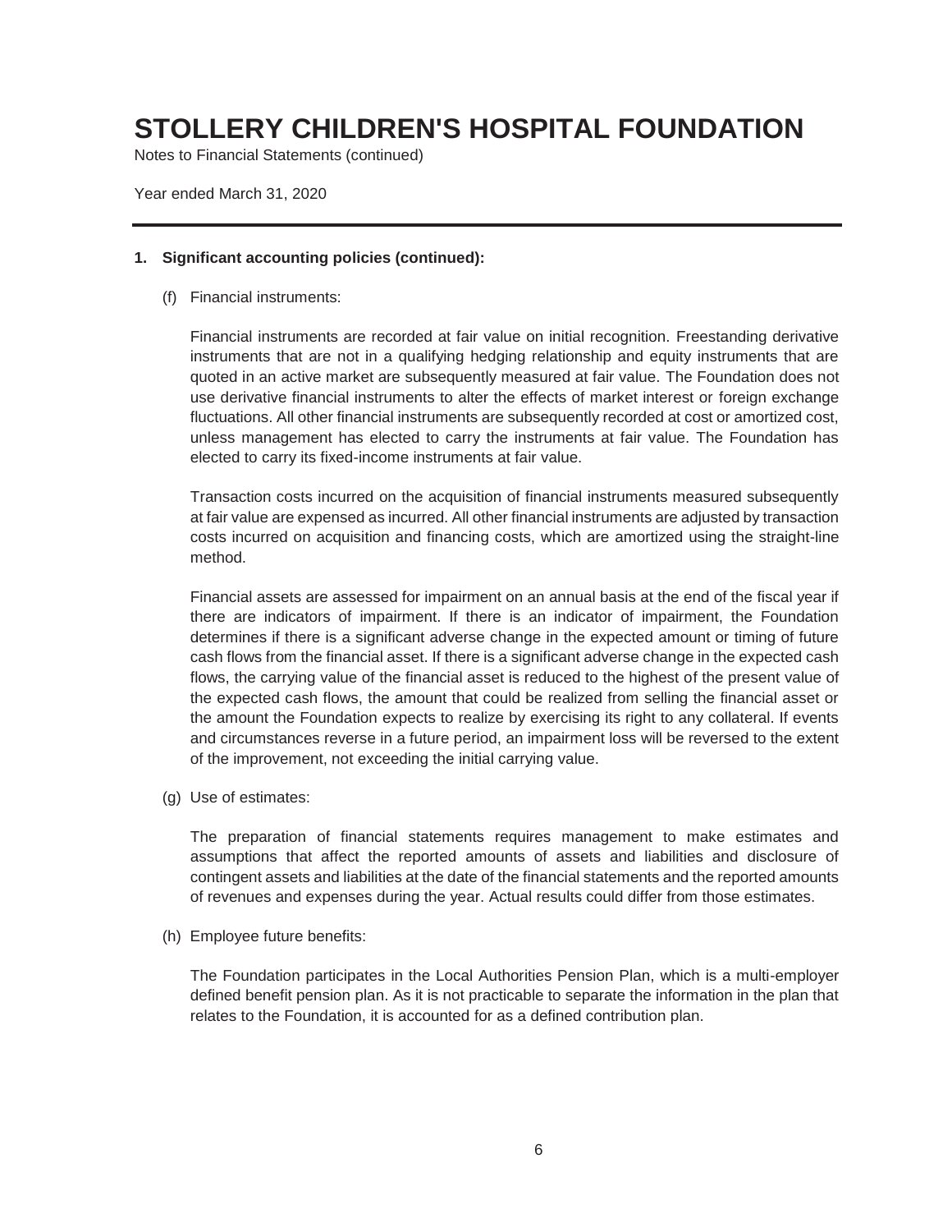# STOLLERY CHILDREN'S HOSPITAL FOUNDATION

Notes to Financial Statements (continued)

Year ended March 31, 2020

**1. Significant accounting policies (continued):**

(f) Financial instruments:

Financial instruments are recorded at fair value on initial recognition. Freestanding derivative instruments that are not in a qualifying hedging relationship and equity instruments that are quoted in an active market are subsequently measured at fair value. The Foundation does not use derivative financial instruments to alter the effects of market interest or foreign exchange fluctuations. All other financial instruments are subsequently recorded at cost or amortized cost, unless management has elected to carry the instruments at fair value. The Foundation has elected to carry its fixed-income instruments at fair value.

Transaction costs incurred on the acquisition of financial instruments measured subsequently at fair value are expensed as incurred. All other financial instruments are adjusted by transaction costs incurred on acquisition and financing costs, which are amortized using the straight-line method.

Financial assets are assessed for impairment on an annual basis at the end of the fiscal year if there are indicators of impairment. If there is an indicator of impairment, the Foundation determines if there is a significant adverse change in the expected amount or timing of future cash flows from the financial asset. If there is a significant adverse change in the expected cash flows, the carrying value of the financial asset is reduced to the highest of the present value of the expected cash flows, the amount that could be realized from selling the financial asset or the amount the Foundation expects to realize by exercising its right to any collateral. If events and circumstances reverse in a future period, an impairment loss will be reversed to the extent of the improvement, not exceeding the initial carrying value.

(g) Use of estimates:

The preparation of financial statements requires management to make estimates and assumptions that affect the reported amounts of assets and liabilities and disclosure of contingent assets and liabilities at the date of the financial statements and the reported amounts of revenues and expenses during the year. Actual results could differ from those estimates.

(h) Employee future benefits:

The Foundation participates in the Local Authorities Pension Plan, which is a multi-employer defined benefit pension plan. As it is not practicable to separate the information in the plan that relates to the Foundation, it is accounted for as a defined contribution plan.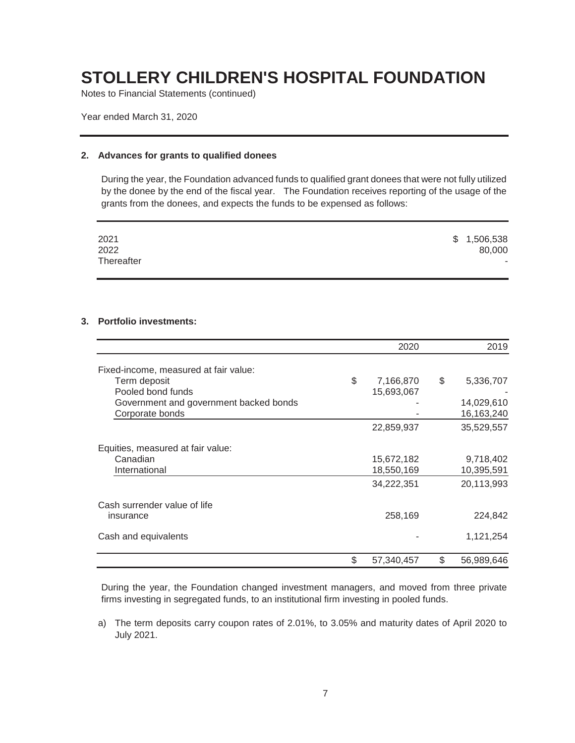# STOLLERY CHILDREN'S HOSPITAL FOUNDATION

Notes to Financial Statements (continued)

Year ended March 31, 2020

## 2. Advances for grants to qualified donees

During the year, the Foundation advanced funds to qualified grant donees that were not fully utilized by the donee by the end of the fiscal year. The Foundation receives reporting of the usage of the grants from the donees, and expects the funds to be expensed as follows:

| | |
|---|---|
| 2021 | $ 1,506,538 |
| 2022 | 80,000 |
| Thereafter | - |

## 3. Portfolio investments:

| | 2020 | 2019 |
|---|---|---|
| Fixed-income, measured at fair value: | | |
| Term deposit | $ 7,166,870 | $ 5,336,707 |
| Pooled bond funds | 15,693,067 | - |
| Government and government backed bonds | - | 14,029,610 |
| Corporate bonds | - | 16,163,240 |
| | 22,859,937 | 35,529,557 |
| Equities, measured at fair value: | | |
| Canadian | 15,672,182 | 9,718,402 |
| International | 18,550,169 | 10,395,591 |
| | 34,222,351 | 20,113,993 |
| Cash surrender value of life insurance | 258,169 | 224,842 |
| Cash and equivalents | - | 1,121,254 |
| | $ 57,340,457 | $ 56,989,646 |

During the year, the Foundation changed investment managers, and moved from three private firms investing in segregated funds, to an institutional firm investing in pooled funds.

a) The term deposits carry coupon rates of 2.01%, to 3.05% and maturity dates of April 2020 to July 2021.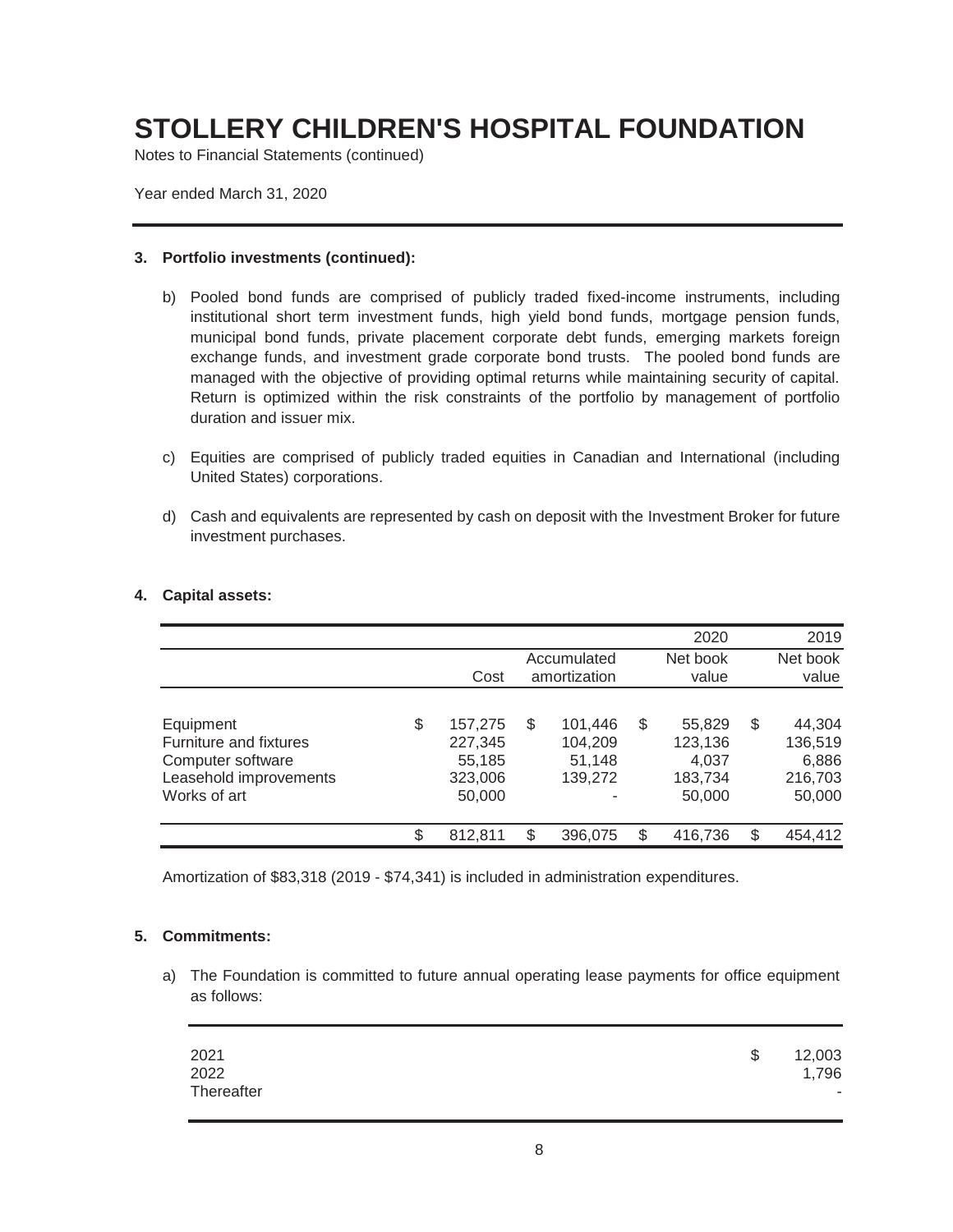# STOLLERY CHILDREN'S HOSPITAL FOUNDATION

Notes to Financial Statements (continued)

Year ended March 31, 2020

### 3. Portfolio investments (continued):

b) Pooled bond funds are comprised of publicly traded fixed-income instruments, including institutional short term investment funds, high yield bond funds, mortgage pension funds, municipal bond funds, private placement corporate debt funds, emerging markets foreign exchange funds, and investment grade corporate bond trusts. The pooled bond funds are managed with the objective of providing optimal returns while maintaining security of capital. Return is optimized within the risk constraints of the portfolio by management of portfolio duration and issuer mix.

c) Equities are comprised of publicly traded equities in Canadian and International (including United States) corporations.

d) Cash and equivalents are represented by cash on deposit with the Investment Broker for future investment purchases.

### 4. Capital assets:

| | | | 2020 | 2019 |
|---|---|---|---|---|
| | Cost | Accumulated amortization | Net book value | Net book value |
| Equipment | $ 157,275 | $ 101,446 | $ 55,829 | $ 44,304 |
| Furniture and fixtures | 227,345 | 104,209 | 123,136 | 136,519 |
| Computer software | 55,185 | 51,148 | 4,037 | 6,886 |
| Leasehold improvements | 323,006 | 139,272 | 183,734 | 216,703 |
| Works of art | 50,000 | - | 50,000 | 50,000 |
| | $ 812,811 | $ 396,075 | $ 416,736 | $ 454,412 |

Amortization of $83,318 (2019 - $74,341) is included in administration expenditures.

### 5. Commitments:

a) The Foundation is committed to future annual operating lease payments for office equipment as follows:

| | |
|---|---|
| 2021 | $ 12,003 |
| 2022 | 1,796 |
| Thereafter | - |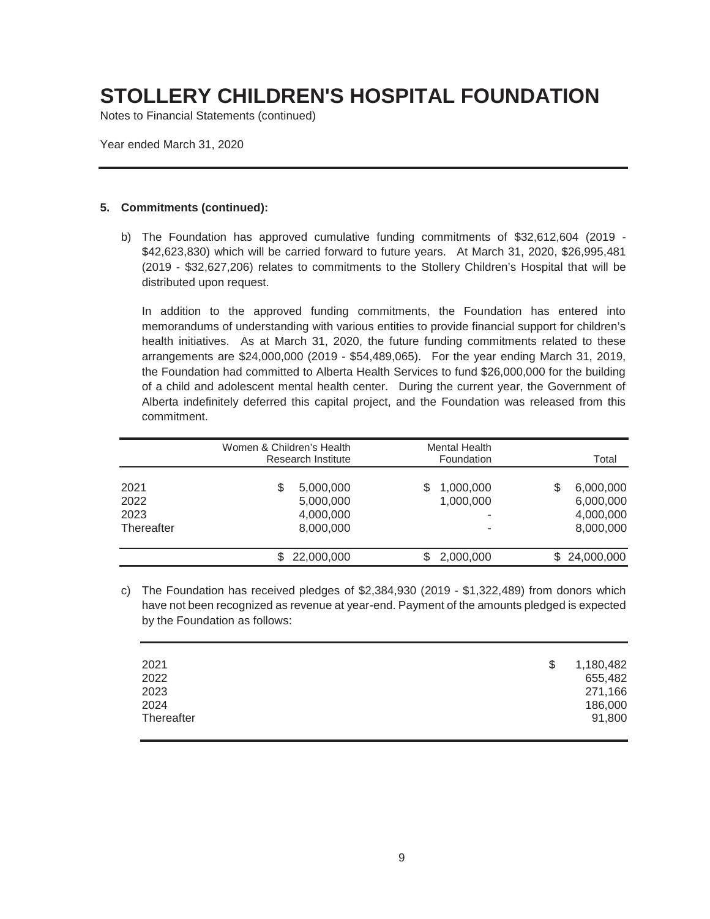# STOLLERY CHILDREN'S HOSPITAL FOUNDATION

Notes to Financial Statements (continued)

Year ended March 31, 2020

**5. Commitments (continued):**

b) The Foundation has approved cumulative funding commitments of $32,612,604 (2019 - $42,623,830) which will be carried forward to future years. At March 31, 2020, $26,995,481 (2019 - $32,627,206) relates to commitments to the Stollery Children's Hospital that will be distributed upon request.

In addition to the approved funding commitments, the Foundation has entered into memorandums of understanding with various entities to provide financial support for children's health initiatives. As at March 31, 2020, the future funding commitments related to these arrangements are $24,000,000 (2019 - $54,489,065). For the year ending March 31, 2019, the Foundation had committed to Alberta Health Services to fund $26,000,000 for the building of a child and adolescent mental health center. During the current year, the Government of Alberta indefinitely deferred this capital project, and the Foundation was released from this commitment.

| | Women & Children's Health Research Institute | Mental Health Foundation | Total |
|---|---|---|---|
| 2021 | $ 5,000,000 | $ 1,000,000 | $ 6,000,000 |
| 2022 | 5,000,000 | 1,000,000 | 6,000,000 |
| 2023 | 4,000,000 | - | 4,000,000 |
| Thereafter | 8,000,000 | - | 8,000,000 |
| | $ 22,000,000 | $ 2,000,000 | $ 24,000,000 |

c) The Foundation has received pledges of $2,384,930 (2019 - $1,322,489) from donors which have not been recognized as revenue at year-end. Payment of the amounts pledged is expected by the Foundation as follows:

| | |
|---|---|
| 2021 | $ 1,180,482 |
| 2022 | 655,482 |
| 2023 | 271,166 |
| 2024 | 186,000 |
| Thereafter | 91,800 |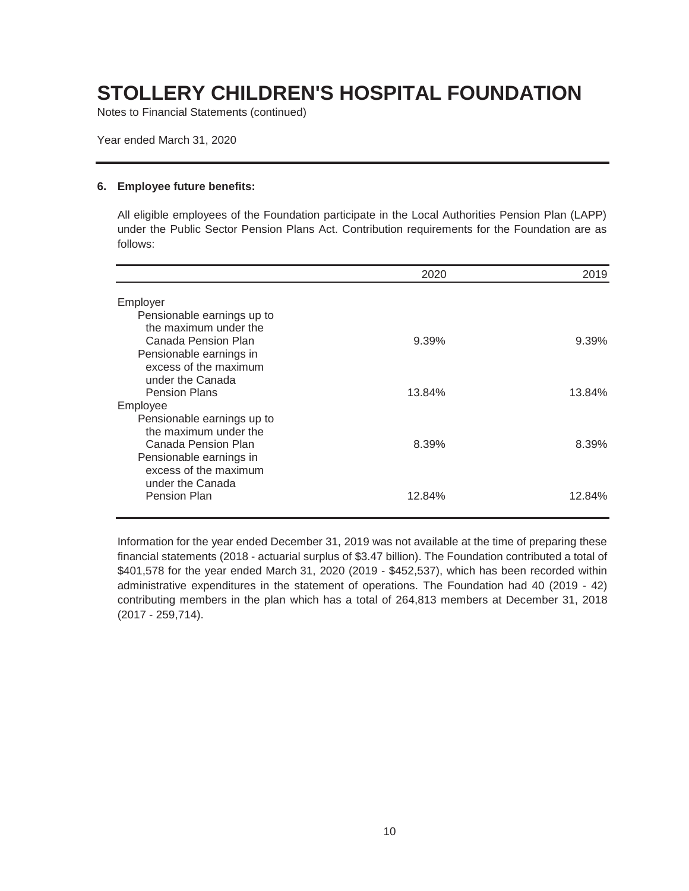# STOLLERY CHILDREN'S HOSPITAL FOUNDATION

Notes to Financial Statements (continued)

Year ended March 31, 2020

**6. Employee future benefits:**

All eligible employees of the Foundation participate in the Local Authorities Pension Plan (LAPP) under the Public Sector Pension Plans Act. Contribution requirements for the Foundation are as follows:

| | 2020 | 2019 |
|---|---|---|
| Employer | | |
| Pensionable earnings up to the maximum under the Canada Pension Plan | 9.39% | 9.39% |
| Pensionable earnings in excess of the maximum under the Canada Pension Plans | 13.84% | 13.84% |
| Employee | | |
| Pensionable earnings up to the maximum under the Canada Pension Plan | 8.39% | 8.39% |
| Pensionable earnings in excess of the maximum under the Canada Pension Plan | 12.84% | 12.84% |

Information for the year ended December 31, 2019 was not available at the time of preparing these financial statements (2018 - actuarial surplus of $3.47 billion). The Foundation contributed a total of $401,578 for the year ended March 31, 2020 (2019 - $452,537), which has been recorded within administrative expenditures in the statement of operations. The Foundation had 40 (2019 - 42) contributing members in the plan which has a total of 264,813 members at December 31, 2018 (2017 - 259,714).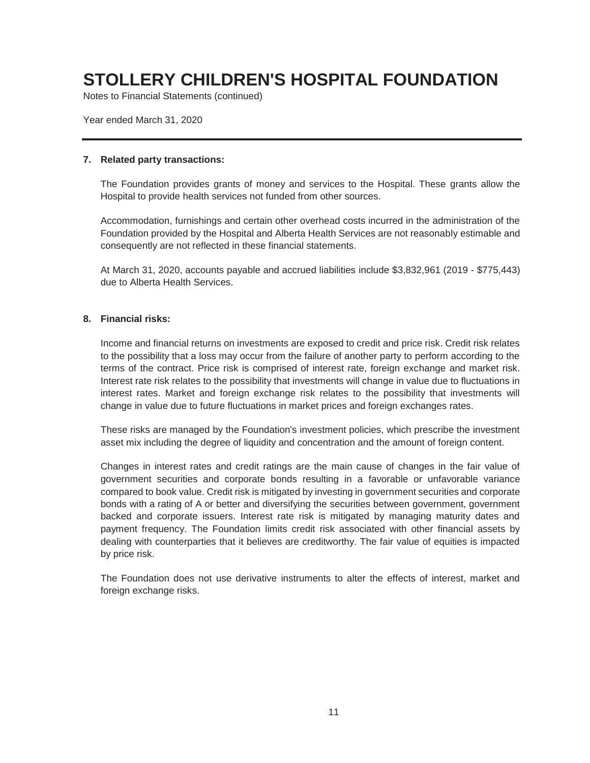# STOLLERY CHILDREN'S HOSPITAL FOUNDATION

Notes to Financial Statements (continued)

Year ended March 31, 2020

## 7. Related party transactions:

The Foundation provides grants of money and services to the Hospital. These grants allow the Hospital to provide health services not funded from other sources.

Accommodation, furnishings and certain other overhead costs incurred in the administration of the Foundation provided by the Hospital and Alberta Health Services are not reasonably estimable and consequently are not reflected in these financial statements.

At March 31, 2020, accounts payable and accrued liabilities include $3,832,961 (2019 - $775,443) due to Alberta Health Services.

## 8. Financial risks:

Income and financial returns on investments are exposed to credit and price risk. Credit risk relates to the possibility that a loss may occur from the failure of another party to perform according to the terms of the contract. Price risk is comprised of interest rate, foreign exchange and market risk. Interest rate risk relates to the possibility that investments will change in value due to fluctuations in interest rates. Market and foreign exchange risk relates to the possibility that investments will change in value due to future fluctuations in market prices and foreign exchanges rates.

These risks are managed by the Foundation's investment policies, which prescribe the investment asset mix including the degree of liquidity and concentration and the amount of foreign content.

Changes in interest rates and credit ratings are the main cause of changes in the fair value of government securities and corporate bonds resulting in a favorable or unfavorable variance compared to book value. Credit risk is mitigated by investing in government securities and corporate bonds with a rating of A or better and diversifying the securities between government, government backed and corporate issuers. Interest rate risk is mitigated by managing maturity dates and payment frequency. The Foundation limits credit risk associated with other financial assets by dealing with counterparties that it believes are creditworthy. The fair value of equities is impacted by price risk.

The Foundation does not use derivative instruments to alter the effects of interest, market and foreign exchange risks.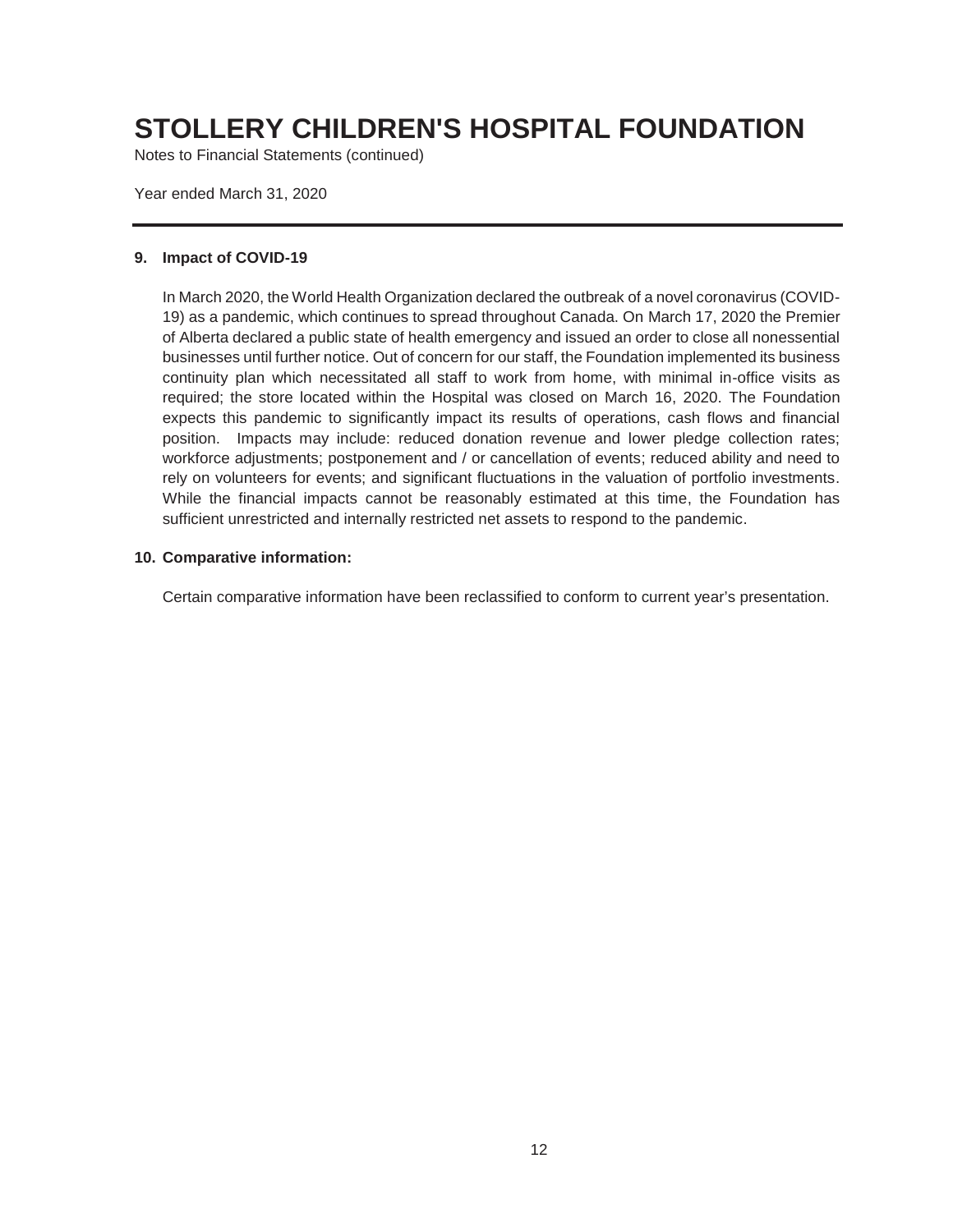# STOLLERY CHILDREN'S HOSPITAL FOUNDATION

Notes to Financial Statements (continued)

Year ended March 31, 2020

---

**9. Impact of COVID-19**

In March 2020, the World Health Organization declared the outbreak of a novel coronavirus (COVID-19) as a pandemic, which continues to spread throughout Canada. On March 17, 2020 the Premier of Alberta declared a public state of health emergency and issued an order to close all nonessential businesses until further notice. Out of concern for our staff, the Foundation implemented its business continuity plan which necessitated all staff to work from home, with minimal in-office visits as required; the store located within the Hospital was closed on March 16, 2020. The Foundation expects this pandemic to significantly impact its results of operations, cash flows and financial position. Impacts may include: reduced donation revenue and lower pledge collection rates; workforce adjustments; postponement and / or cancellation of events; reduced ability and need to rely on volunteers for events; and significant fluctuations in the valuation of portfolio investments. While the financial impacts cannot be reasonably estimated at this time, the Foundation has sufficient unrestricted and internally restricted net assets to respond to the pandemic.

**10. Comparative information:**

Certain comparative information have been reclassified to conform to current year's presentation.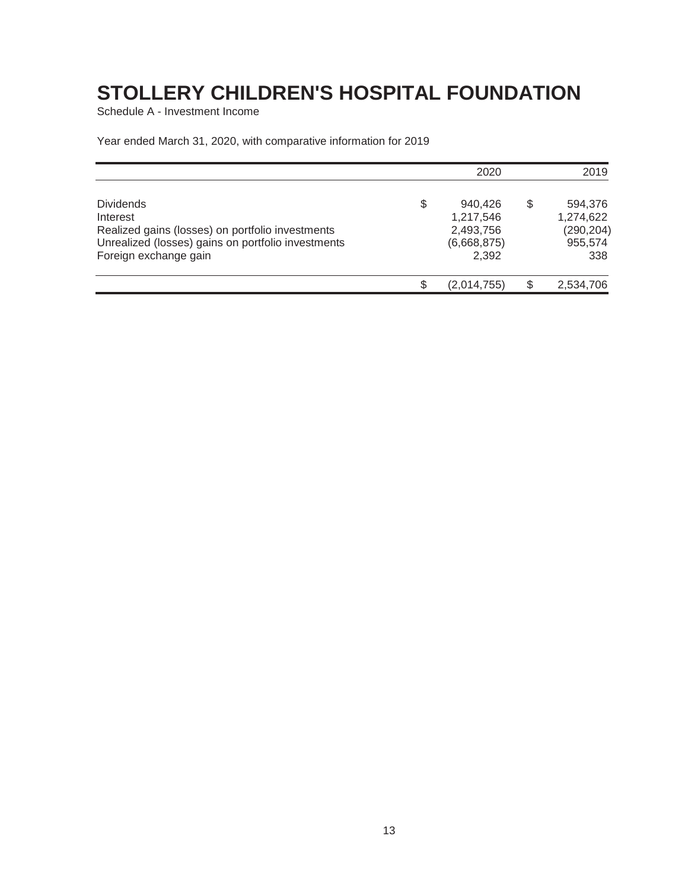# STOLLERY CHILDREN'S HOSPITAL FOUNDATION

Schedule A - Investment Income

Year ended March 31, 2020, with comparative information for 2019

| | 2020 | 2019 |
|---|---|---|
| Dividends | $ 940,426 | $ 594,376 |
| Interest | 1,217,546 | 1,274,622 |
| Realized gains (losses) on portfolio investments | 2,493,756 | (290,204) |
| Unrealized (losses) gains on portfolio investments | (6,668,875) | 955,574 |
| Foreign exchange gain | 2,392 | 338 |
| | $ (2,014,755) | $ 2,534,706 |